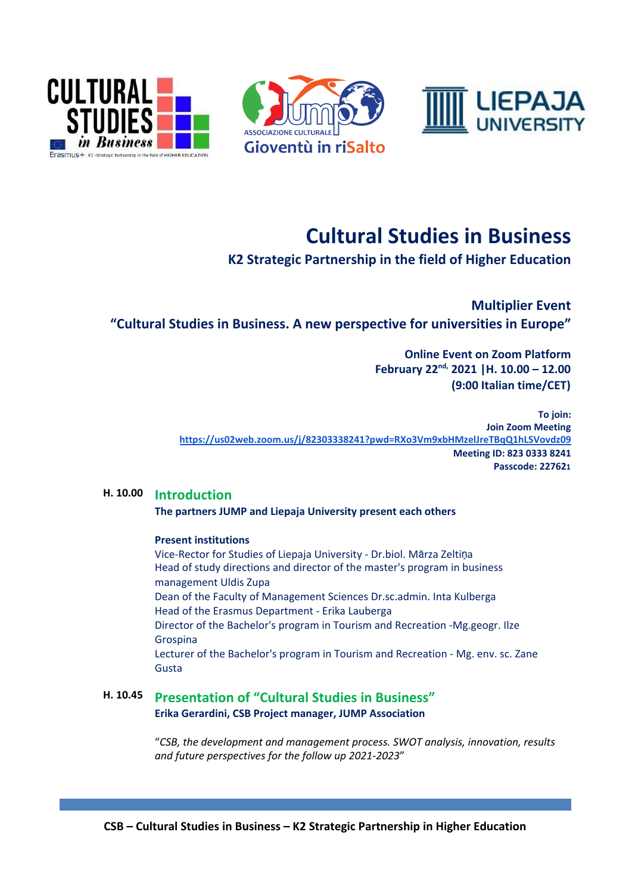# Cultural Studies in Business

## K2 Strategic Partnership in the field of Higher Education

### Multiplier Event

### "Cultural Studies in Business. A new perspective for universities in Europe"

**Online Event on Zoom Platform**
**February 22nd, 2021 |H. 10.00 – 12.00**
**(9:00 Italian time/CET)**

**To join:**
**Join Zoom Meeting**
https://us02web.zoom.us/j/82303338241?pwd=RXo3Vm9xbHMzelJreTBqQ1hLSVovdz09
**Meeting ID: 823 0333 8241**
**Passcode: 227621**

**H. 10.00** **Introduction**

**The partners JUMP and Liepaja University present each others**

**Present institutions**

Vice-Rector for Studies of Liepaja University - Dr.biol. Mārza Zeltiņa
Head of study directions and director of the master's program in business management Uldis Zupa
Dean of the Faculty of Management Sciences Dr.sc.admin. Inta Kulberga
Head of the Erasmus Department - Erika Lauberga
Director of the Bachelor's program in Tourism and Recreation -Mg.geogr. Ilze Grospina
Lecturer of the Bachelor's program in Tourism and Recreation - Mg. env. sc. Zane Gusta

**H. 10.45** **Presentation of "Cultural Studies in Business"**

**Erika Gerardini, CSB Project manager, JUMP Association**

"*CSB, the development and management process. SWOT analysis, innovation, results and future perspectives for the follow up 2021-2023*"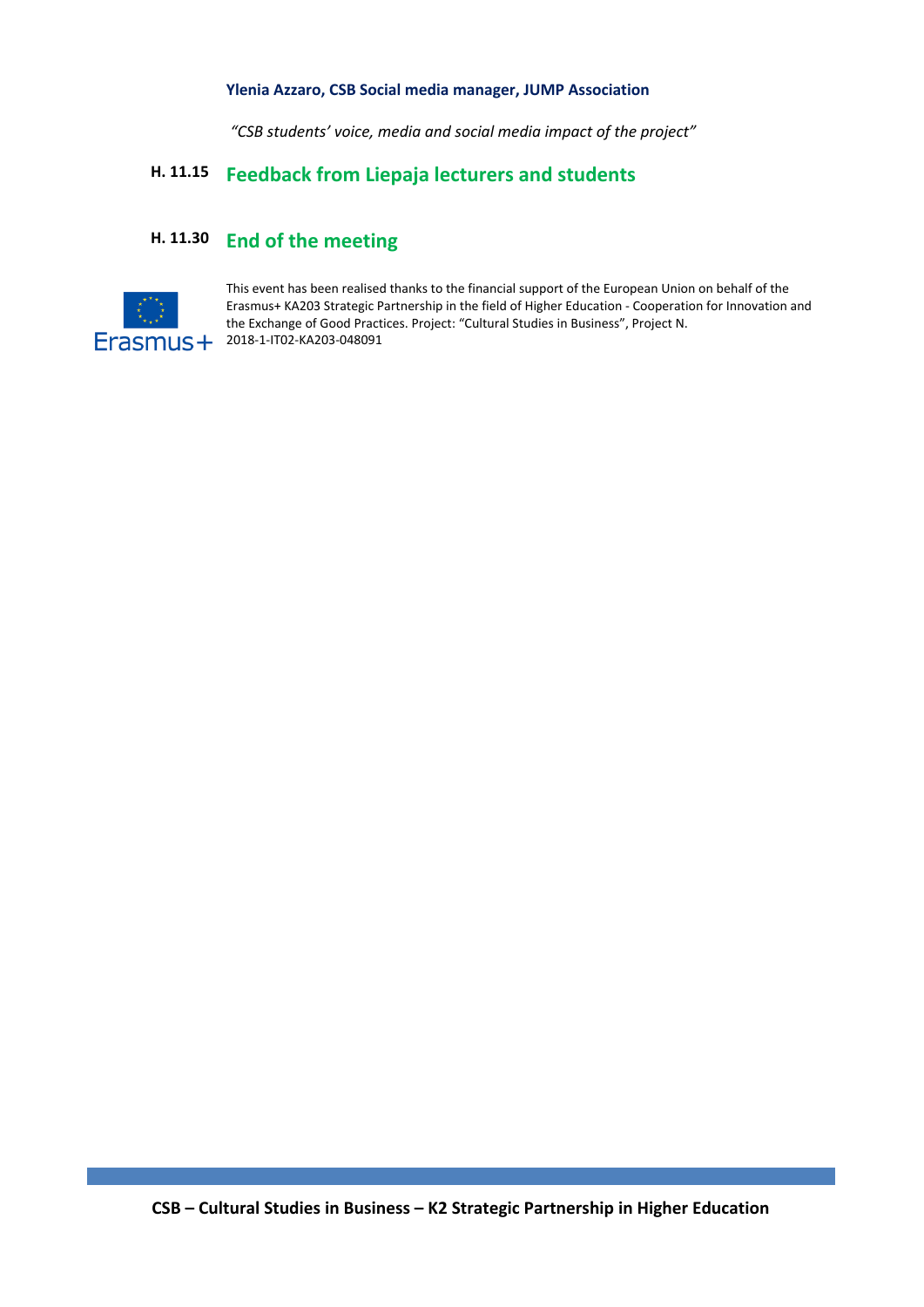**Ylenia Azzaro, CSB Social media manager, JUMP Association**

*"CSB students' voice, media and social media impact of the project"*

**H. 11.15** **Feedback from Liepaja lecturers and students**

**H. 11.30** **End of the meeting**

This event has been realised thanks to the financial support of the European Union on behalf of the Erasmus+ KA203 Strategic Partnership in the field of Higher Education - Cooperation for Innovation and the Exchange of Good Practices. Project: "Cultural Studies in Business", Project N. 2018-1-IT02-KA203-048091